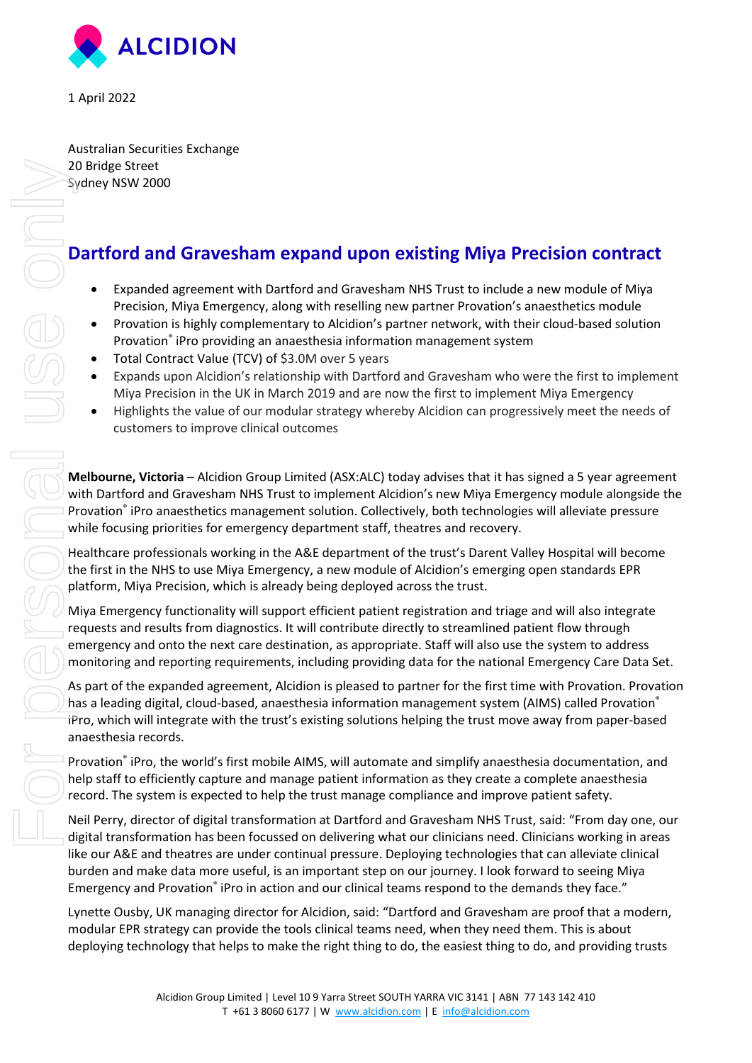ALCIDION

1 April 2022

Australian Securities Exchange
20 Bridge Street
Sydney NSW 2000

# Dartford and Gravesham expand upon existing Miya Precision contract

- Expanded agreement with Dartford and Gravesham NHS Trust to include a new module of Miya Precision, Miya Emergency, along with reselling new partner Provation's anaesthetics module
- Provation is highly complementary to Alcidion's partner network, with their cloud-based solution Provation® iPro providing an anaesthesia information management system
- Total Contract Value (TCV) of $3.0M over 5 years
- Expands upon Alcidion's relationship with Dartford and Gravesham who were the first to implement Miya Precision in the UK in March 2019 and are now the first to implement Miya Emergency
- Highlights the value of our modular strategy whereby Alcidion can progressively meet the needs of customers to improve clinical outcomes

**Melbourne, Victoria** – Alcidion Group Limited (ASX:ALC) today advises that it has signed a 5 year agreement with Dartford and Gravesham NHS Trust to implement Alcidion's new Miya Emergency module alongside the Provation® iPro anaesthetics management solution. Collectively, both technologies will alleviate pressure while focusing priorities for emergency department staff, theatres and recovery.

Healthcare professionals working in the A&E department of the trust's Darent Valley Hospital will become the first in the NHS to use Miya Emergency, a new module of Alcidion's emerging open standards EPR platform, Miya Precision, which is already being deployed across the trust.

Miya Emergency functionality will support efficient patient registration and triage and will also integrate requests and results from diagnostics. It will contribute directly to streamlined patient flow through emergency and onto the next care destination, as appropriate. Staff will also use the system to address monitoring and reporting requirements, including providing data for the national Emergency Care Data Set.

As part of the expanded agreement, Alcidion is pleased to partner for the first time with Provation. Provation has a leading digital, cloud-based, anaesthesia information management system (AIMS) called Provation® iPro, which will integrate with the trust's existing solutions helping the trust move away from paper-based anaesthesia records.

Provation® iPro, the world's first mobile AIMS, will automate and simplify anaesthesia documentation, and help staff to efficiently capture and manage patient information as they create a complete anaesthesia record. The system is expected to help the trust manage compliance and improve patient safety.

Neil Perry, director of digital transformation at Dartford and Gravesham NHS Trust, said: "From day one, our digital transformation has been focussed on delivering what our clinicians need. Clinicians working in areas like our A&E and theatres are under continual pressure. Deploying technologies that can alleviate clinical burden and make data more useful, is an important step on our journey. I look forward to seeing Miya Emergency and Provation® iPro in action and our clinical teams respond to the demands they face."

Lynette Ousby, UK managing director for Alcidion, said: "Dartford and Gravesham are proof that a modern, modular EPR strategy can provide the tools clinical teams need, when they need them. This is about deploying technology that helps to make the right thing to do, the easiest thing to do, and providing trusts

Alcidion Group Limited | Level 10 9 Yarra Street SOUTH YARRA VIC 3141 | ABN 77 143 142 410
T +61 3 8060 6177 | W www.alcidion.com | E info@alcidion.com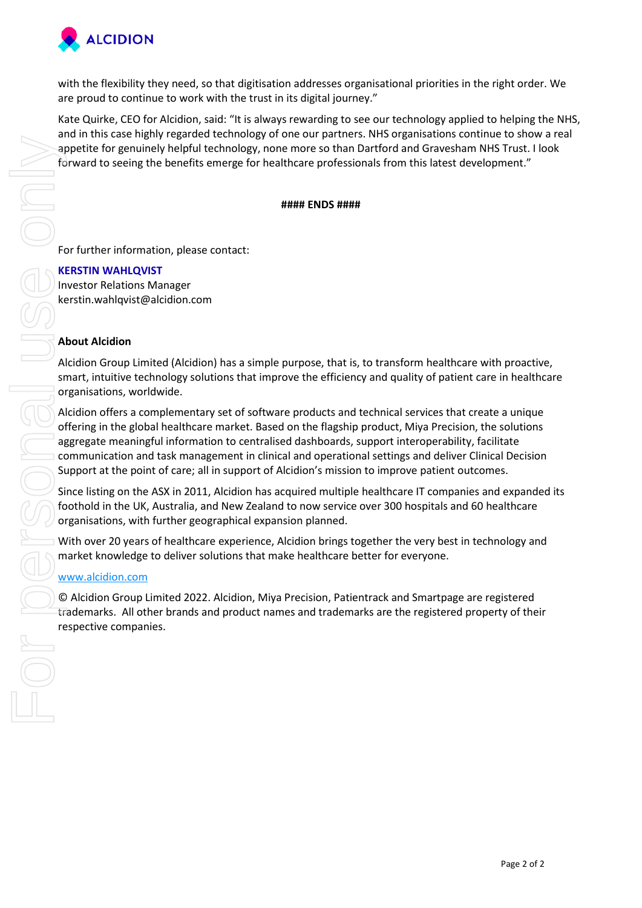with the flexibility they need, so that digitisation addresses organisational priorities in the right order. We are proud to continue to work with the trust in its digital journey."

Kate Quirke, CEO for Alcidion, said: "It is always rewarding to see our technology applied to helping the NHS, and in this case highly regarded technology of one our partners. NHS organisations continue to show a real appetite for genuinely helpful technology, none more so than Dartford and Gravesham NHS Trust. I look forward to seeing the benefits emerge for healthcare professionals from this latest development."

**#### ENDS ####**

For further information, please contact:

**KERSTIN WAHLQVIST**
Investor Relations Manager
kerstin.wahlqvist@alcidion.com

**About Alcidion**

Alcidion Group Limited (Alcidion) has a simple purpose, that is, to transform healthcare with proactive, smart, intuitive technology solutions that improve the efficiency and quality of patient care in healthcare organisations, worldwide.

Alcidion offers a complementary set of software products and technical services that create a unique offering in the global healthcare market. Based on the flagship product, Miya Precision, the solutions aggregate meaningful information to centralised dashboards, support interoperability, facilitate communication and task management in clinical and operational settings and deliver Clinical Decision Support at the point of care; all in support of Alcidion's mission to improve patient outcomes.

Since listing on the ASX in 2011, Alcidion has acquired multiple healthcare IT companies and expanded its foothold in the UK, Australia, and New Zealand to now service over 300 hospitals and 60 healthcare organisations, with further geographical expansion planned.

With over 20 years of healthcare experience, Alcidion brings together the very best in technology and market knowledge to deliver solutions that make healthcare better for everyone.

www.alcidion.com

© Alcidion Group Limited 2022. Alcidion, Miya Precision, Patientrack and Smartpage are registered trademarks. All other brands and product names and trademarks are the registered property of their respective companies.